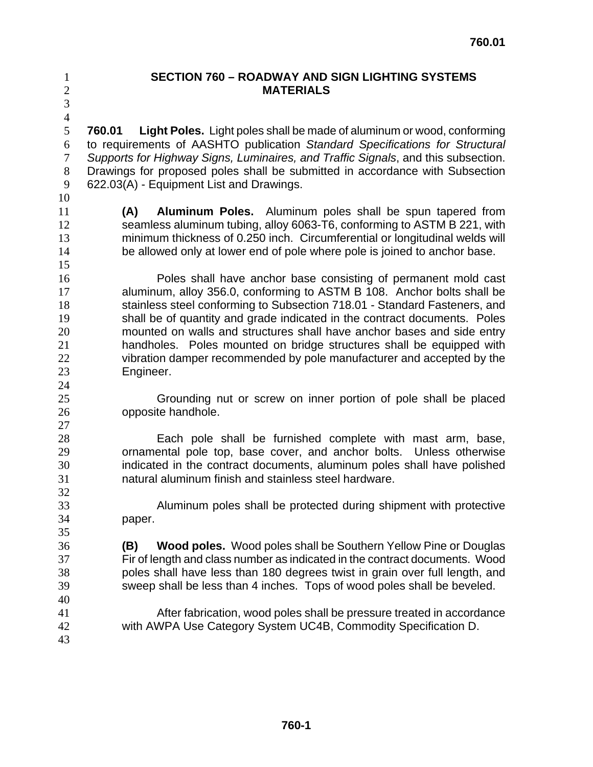# SECTION 760 – ROADWAY AND SIGN LIGHTING SYSTEMS MATERIALS

**760.01 Light Poles.** Light poles shall be made of aluminum or wood, conforming to requirements of AASHTO publication *Standard Specifications for Structural Supports for Highway Signs, Luminaires, and Traffic Signals*, and this subsection. Drawings for proposed poles shall be submitted in accordance with Subsection 622.03(A) - Equipment List and Drawings.

**(A) Aluminum Poles.** Aluminum poles shall be spun tapered from seamless aluminum tubing, alloy 6063-T6, conforming to ASTM B 221, with minimum thickness of 0.250 inch. Circumferential or longitudinal welds will be allowed only at lower end of pole where pole is joined to anchor base.

Poles shall have anchor base consisting of permanent mold cast aluminum, alloy 356.0, conforming to ASTM B 108. Anchor bolts shall be stainless steel conforming to Subsection 718.01 - Standard Fasteners, and shall be of quantity and grade indicated in the contract documents. Poles mounted on walls and structures shall have anchor bases and side entry handholes. Poles mounted on bridge structures shall be equipped with vibration damper recommended by pole manufacturer and accepted by the Engineer.

Grounding nut or screw on inner portion of pole shall be placed opposite handhole.

Each pole shall be furnished complete with mast arm, base, ornamental pole top, base cover, and anchor bolts. Unless otherwise indicated in the contract documents, aluminum poles shall have polished natural aluminum finish and stainless steel hardware.

Aluminum poles shall be protected during shipment with protective paper.

**(B) Wood poles.** Wood poles shall be Southern Yellow Pine or Douglas Fir of length and class number as indicated in the contract documents. Wood poles shall have less than 180 degrees twist in grain over full length, and sweep shall be less than 4 inches. Tops of wood poles shall be beveled.

After fabrication, wood poles shall be pressure treated in accordance with AWPA Use Category System UC4B, Commodity Specification D.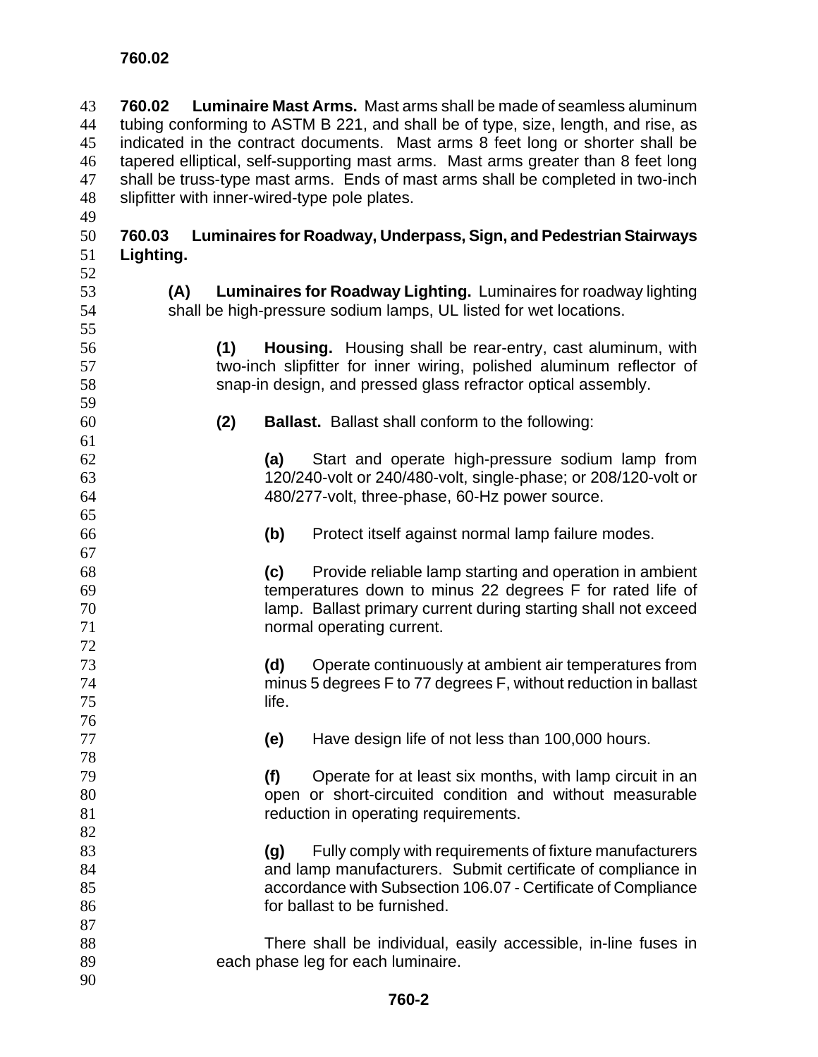**760.02 Luminaire Mast Arms.** Mast arms shall be made of seamless aluminum tubing conforming to ASTM B 221, and shall be of type, size, length, and rise, as indicated in the contract documents. Mast arms 8 feet long or shorter shall be tapered elliptical, self-supporting mast arms. Mast arms greater than 8 feet long shall be truss-type mast arms. Ends of mast arms shall be completed in two-inch slipfitter with inner-wired-type pole plates.

**760.03 Luminaires for Roadway, Underpass, Sign, and Pedestrian Stairways Lighting.**

**(A) Luminaires for Roadway Lighting.** Luminaires for roadway lighting shall be high-pressure sodium lamps, UL listed for wet locations.

**(1) Housing.** Housing shall be rear-entry, cast aluminum, with two-inch slipfitter for inner wiring, polished aluminum reflector of snap-in design, and pressed glass refractor optical assembly.

**(2) Ballast.** Ballast shall conform to the following:

**(a)** Start and operate high-pressure sodium lamp from 120/240-volt or 240/480-volt, single-phase; or 208/120-volt or 480/277-volt, three-phase, 60-Hz power source.

**(b)** Protect itself against normal lamp failure modes.

**(c)** Provide reliable lamp starting and operation in ambient temperatures down to minus 22 degrees F for rated life of lamp. Ballast primary current during starting shall not exceed normal operating current.

**(d)** Operate continuously at ambient air temperatures from minus 5 degrees F to 77 degrees F, without reduction in ballast life.

**(e)** Have design life of not less than 100,000 hours.

**(f)** Operate for at least six months, with lamp circuit in an open or short-circuited condition and without measurable reduction in operating requirements.

**(g)** Fully comply with requirements of fixture manufacturers and lamp manufacturers. Submit certificate of compliance in accordance with Subsection 106.07 - Certificate of Compliance for ballast to be furnished.

There shall be individual, easily accessible, in-line fuses in each phase leg for each luminaire.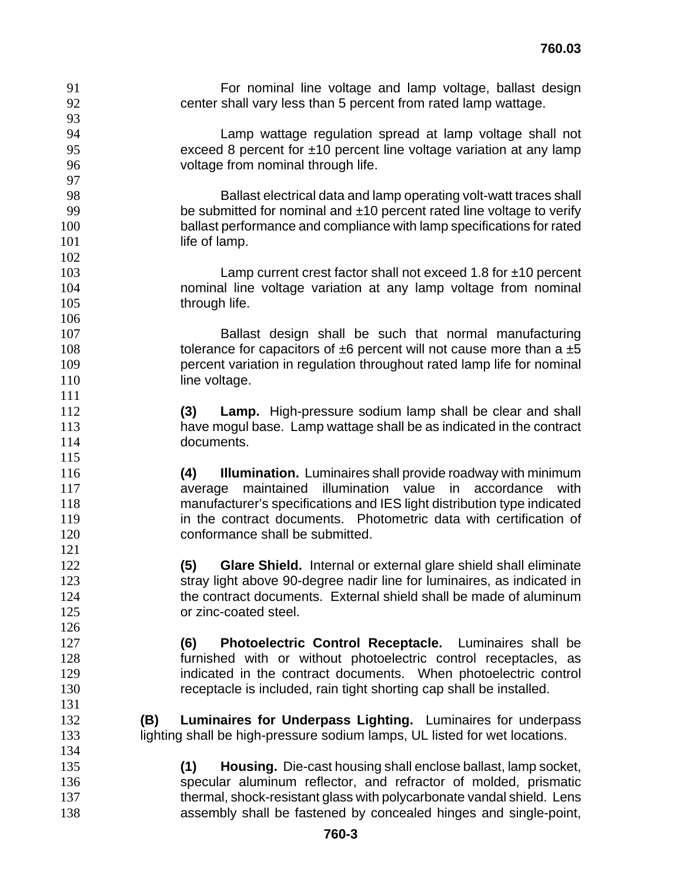For nominal line voltage and lamp voltage, ballast design center shall vary less than 5 percent from rated lamp wattage.

Lamp wattage regulation spread at lamp voltage shall not exceed 8 percent for ±10 percent line voltage variation at any lamp voltage from nominal through life.

Ballast electrical data and lamp operating volt-watt traces shall be submitted for nominal and ±10 percent rated line voltage to verify ballast performance and compliance with lamp specifications for rated life of lamp.

Lamp current crest factor shall not exceed 1.8 for ±10 percent nominal line voltage variation at any lamp voltage from nominal through life.

Ballast design shall be such that normal manufacturing tolerance for capacitors of ±6 percent will not cause more than a ±5 percent variation in regulation throughout rated lamp life for nominal line voltage.

**(3) Lamp.** High-pressure sodium lamp shall be clear and shall have mogul base. Lamp wattage shall be as indicated in the contract documents.

**(4) Illumination.** Luminaires shall provide roadway with minimum average maintained illumination value in accordance with manufacturer's specifications and IES light distribution type indicated in the contract documents. Photometric data with certification of conformance shall be submitted.

**(5) Glare Shield.** Internal or external glare shield shall eliminate stray light above 90-degree nadir line for luminaires, as indicated in the contract documents. External shield shall be made of aluminum or zinc-coated steel.

**(6) Photoelectric Control Receptacle.** Luminaires shall be furnished with or without photoelectric control receptacles, as indicated in the contract documents. When photoelectric control receptacle is included, rain tight shorting cap shall be installed.

**(B) Luminaires for Underpass Lighting.** Luminaires for underpass lighting shall be high-pressure sodium lamps, UL listed for wet locations.

**(1) Housing.** Die-cast housing shall enclose ballast, lamp socket, specular aluminum reflector, and refractor of molded, prismatic thermal, shock-resistant glass with polycarbonate vandal shield. Lens assembly shall be fastened by concealed hinges and single-point,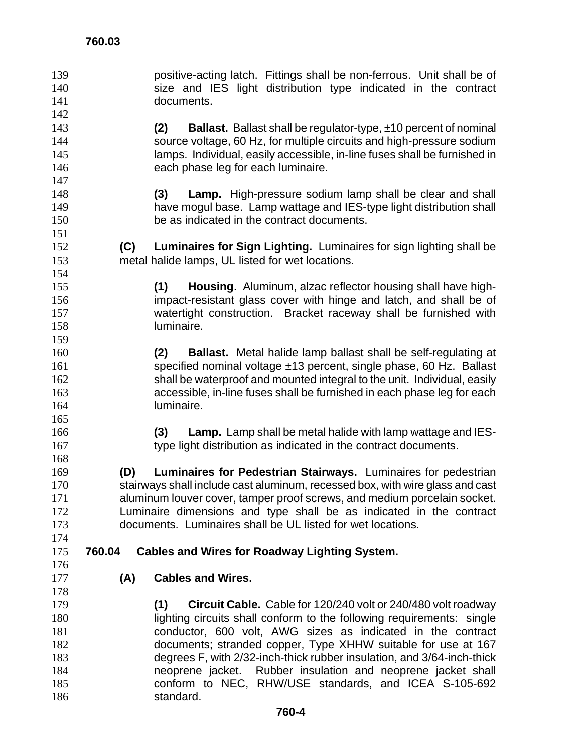positive-acting latch. Fittings shall be non-ferrous. Unit shall be of size and IES light distribution type indicated in the contract documents.

**(2) Ballast.** Ballast shall be regulator-type, ±10 percent of nominal source voltage, 60 Hz, for multiple circuits and high-pressure sodium lamps. Individual, easily accessible, in-line fuses shall be furnished in each phase leg for each luminaire.

**(3) Lamp.** High-pressure sodium lamp shall be clear and shall have mogul base. Lamp wattage and IES-type light distribution shall be as indicated in the contract documents.

**(C) Luminaires for Sign Lighting.** Luminaires for sign lighting shall be metal halide lamps, UL listed for wet locations.

**(1) Housing**. Aluminum, alzac reflector housing shall have high-impact-resistant glass cover with hinge and latch, and shall be of watertight construction. Bracket raceway shall be furnished with luminaire.

**(2) Ballast.** Metal halide lamp ballast shall be self-regulating at specified nominal voltage ±13 percent, single phase, 60 Hz. Ballast shall be waterproof and mounted integral to the unit. Individual, easily accessible, in-line fuses shall be furnished in each phase leg for each luminaire.

**(3) Lamp.** Lamp shall be metal halide with lamp wattage and IES-type light distribution as indicated in the contract documents.

**(D) Luminaires for Pedestrian Stairways.** Luminaires for pedestrian stairways shall include cast aluminum, recessed box, with wire glass and cast aluminum louver cover, tamper proof screws, and medium porcelain socket. Luminaire dimensions and type shall be as indicated in the contract documents. Luminaires shall be UL listed for wet locations.

## 760.04 Cables and Wires for Roadway Lighting System.

### (A) Cables and Wires.

**(1) Circuit Cable.** Cable for 120/240 volt or 240/480 volt roadway lighting circuits shall conform to the following requirements: single conductor, 600 volt, AWG sizes as indicated in the contract documents; stranded copper, Type XHHW suitable for use at 167 degrees F, with 2/32-inch-thick rubber insulation, and 3/64-inch-thick neoprene jacket. Rubber insulation and neoprene jacket shall conform to NEC, RHW/USE standards, and ICEA S-105-692 standard.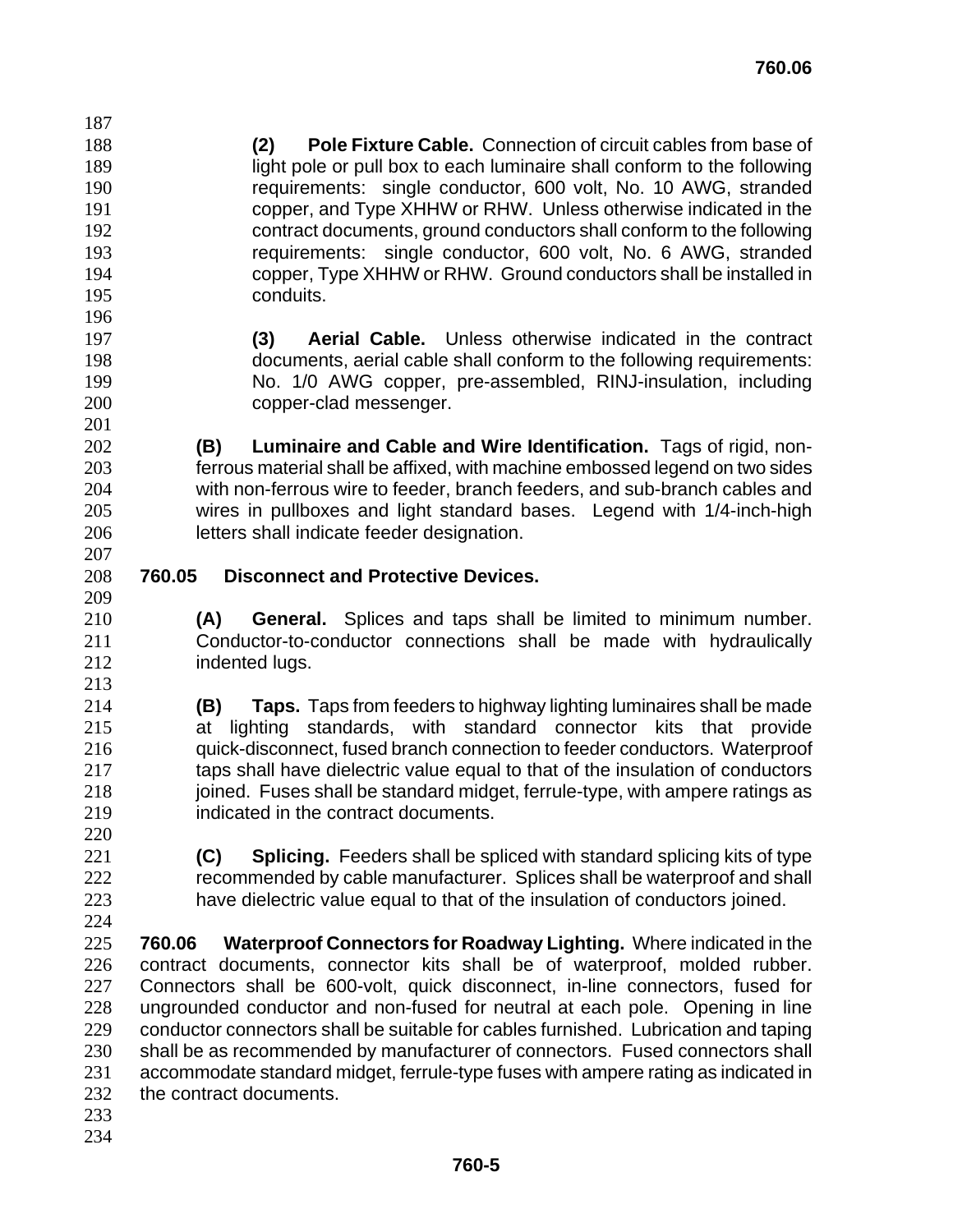**(2) Pole Fixture Cable.** Connection of circuit cables from base of light pole or pull box to each luminaire shall conform to the following requirements: single conductor, 600 volt, No. 10 AWG, stranded copper, and Type XHHW or RHW. Unless otherwise indicated in the contract documents, ground conductors shall conform to the following requirements: single conductor, 600 volt, No. 6 AWG, stranded copper, Type XHHW or RHW. Ground conductors shall be installed in conduits.

**(3) Aerial Cable.** Unless otherwise indicated in the contract documents, aerial cable shall conform to the following requirements: No. 1/0 AWG copper, pre-assembled, RINJ-insulation, including copper-clad messenger.

**(B) Luminaire and Cable and Wire Identification.** Tags of rigid, non-ferrous material shall be affixed, with machine embossed legend on two sides with non-ferrous wire to feeder, branch feeders, and sub-branch cables and wires in pullboxes and light standard bases. Legend with 1/4-inch-high letters shall indicate feeder designation.

## 760.05 Disconnect and Protective Devices.

**(A) General.** Splices and taps shall be limited to minimum number. Conductor-to-conductor connections shall be made with hydraulically indented lugs.

**(B) Taps.** Taps from feeders to highway lighting luminaires shall be made at lighting standards, with standard connector kits that provide quick-disconnect, fused branch connection to feeder conductors. Waterproof taps shall have dielectric value equal to that of the insulation of conductors joined. Fuses shall be standard midget, ferrule-type, with ampere ratings as indicated in the contract documents.

**(C) Splicing.** Feeders shall be spliced with standard splicing kits of type recommended by cable manufacturer. Splices shall be waterproof and shall have dielectric value equal to that of the insulation of conductors joined.

**760.06 Waterproof Connectors for Roadway Lighting.** Where indicated in the contract documents, connector kits shall be of waterproof, molded rubber. Connectors shall be 600-volt, quick disconnect, in-line connectors, fused for ungrounded conductor and non-fused for neutral at each pole. Opening in line conductor connectors shall be suitable for cables furnished. Lubrication and taping shall be as recommended by manufacturer of connectors. Fused connectors shall accommodate standard midget, ferrule-type fuses with ampere rating as indicated in the contract documents.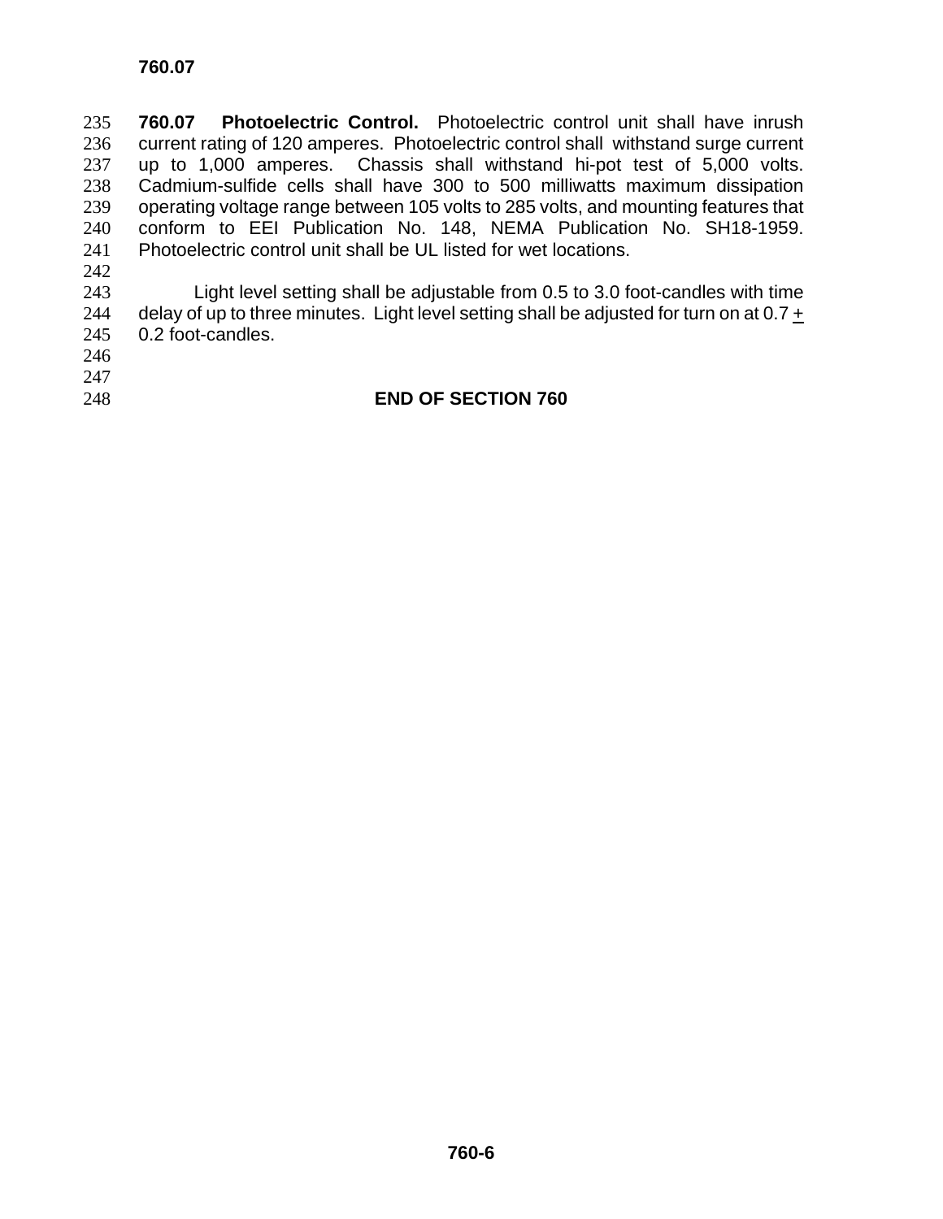**760.07 Photoelectric Control.** Photoelectric control unit shall have inrush current rating of 120 amperes. Photoelectric control shall withstand surge current up to 1,000 amperes. Chassis shall withstand hi-pot test of 5,000 volts. Cadmium-sulfide cells shall have 300 to 500 milliwatts maximum dissipation operating voltage range between 105 volts to 285 volts, and mounting features that conform to EEI Publication No. 148, NEMA Publication No. SH18-1959. Photoelectric control unit shall be UL listed for wet locations.

Light level setting shall be adjustable from 0.5 to 3.0 foot-candles with time delay of up to three minutes. Light level setting shall be adjusted for turn on at 0.7 ± 0.2 foot-candles.

**END OF SECTION 760**